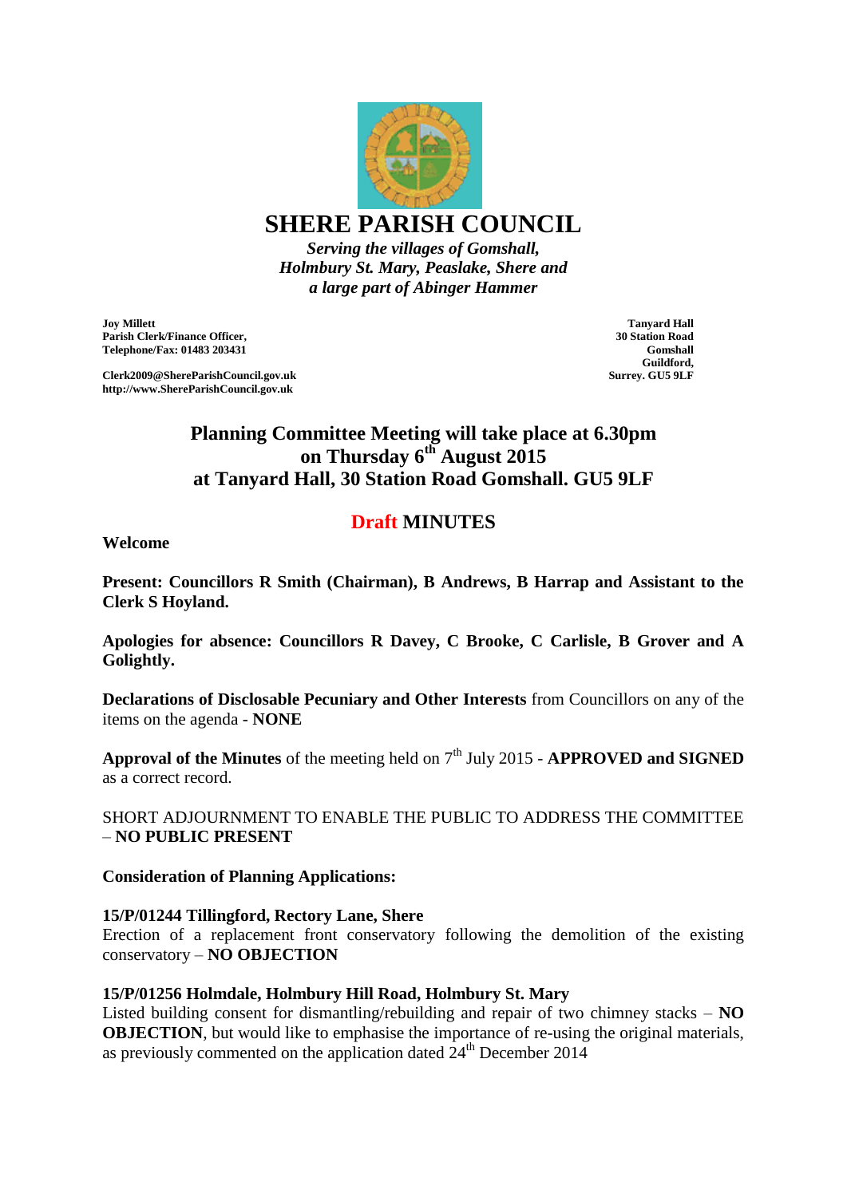# SHERE PARISH COUNCIL

*Serving the villages of Gomshall,*
*Holmbury St. Mary, Peaslake, Shere and*
*a large part of Abinger Hammer*

**Joy Millett**
**Parish Clerk/Finance Officer,**
**Telephone/Fax: 01483 203431**

**Clerk2009@ShereParishCouncil.gov.uk**
**http://www.ShereParishCouncil.gov.uk**

**Tanyard Hall**
**30 Station Road**
**Gomshall**
**Guildford,**
**Surrey. GU5 9LF**

## Planning Committee Meeting will take place at 6.30pm on Thursday 6th August 2015 at Tanyard Hall, 30 Station Road Gomshall. GU5 9LF

## Draft MINUTES

**Welcome**

**Present: Councillors R Smith (Chairman), B Andrews, B Harrap and Assistant to the Clerk S Hoyland.**

**Apologies for absence: Councillors R Davey, C Brooke, C Carlisle, B Grover and A Golightly.**

**Declarations of Disclosable Pecuniary and Other Interests** from Councillors on any of the items on the agenda - **NONE**

**Approval of the Minutes** of the meeting held on 7th July 2015 - **APPROVED and SIGNED** as a correct record.

SHORT ADJOURNMENT TO ENABLE THE PUBLIC TO ADDRESS THE COMMITTEE – **NO PUBLIC PRESENT**

**Consideration of Planning Applications:**

**15/P/01244 Tillingford, Rectory Lane, Shere**
Erection of a replacement front conservatory following the demolition of the existing conservatory – **NO OBJECTION**

**15/P/01256 Holmdale, Holmbury Hill Road, Holmbury St. Mary**
Listed building consent for dismantling/rebuilding and repair of two chimney stacks – **NO OBJECTION**, but would like to emphasise the importance of re-using the original materials, as previously commented on the application dated 24th December 2014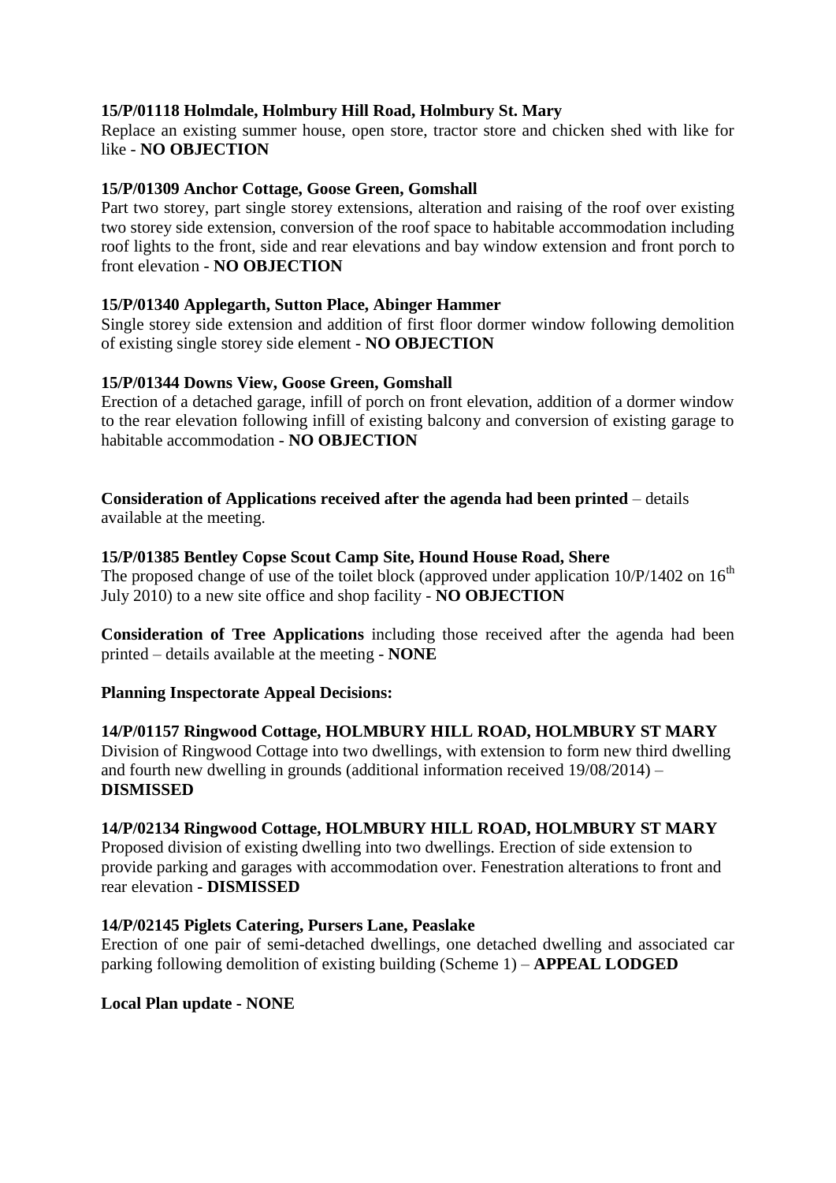**15/P/01118 Holmdale, Holmbury Hill Road, Holmbury St. Mary**
Replace an existing summer house, open store, tractor store and chicken shed with like for like - **NO OBJECTION**

**15/P/01309 Anchor Cottage, Goose Green, Gomshall**
Part two storey, part single storey extensions, alteration and raising of the roof over existing two storey side extension, conversion of the roof space to habitable accommodation including roof lights to the front, side and rear elevations and bay window extension and front porch to front elevation - **NO OBJECTION**

**15/P/01340 Applegarth, Sutton Place, Abinger Hammer**
Single storey side extension and addition of first floor dormer window following demolition of existing single storey side element - **NO OBJECTION**

**15/P/01344 Downs View, Goose Green, Gomshall**
Erection of a detached garage, infill of porch on front elevation, addition of a dormer window to the rear elevation following infill of existing balcony and conversion of existing garage to habitable accommodation - **NO OBJECTION**

**Consideration of Applications received after the agenda had been printed** – details available at the meeting.

**15/P/01385 Bentley Copse Scout Camp Site, Hound House Road, Shere**
The proposed change of use of the toilet block (approved under application 10/P/1402 on 16th July 2010) to a new site office and shop facility - **NO OBJECTION**

**Consideration of Tree Applications** including those received after the agenda had been printed – details available at the meeting - **NONE**

**Planning Inspectorate Appeal Decisions:**

**14/P/01157 Ringwood Cottage, HOLMBURY HILL ROAD, HOLMBURY ST MARY**
Division of Ringwood Cottage into two dwellings, with extension to form new third dwelling and fourth new dwelling in grounds (additional information received 19/08/2014) – **DISMISSED**

**14/P/02134 Ringwood Cottage, HOLMBURY HILL ROAD, HOLMBURY ST MARY**
Proposed division of existing dwelling into two dwellings. Erection of side extension to provide parking and garages with accommodation over. Fenestration alterations to front and rear elevation **- DISMISSED**

**14/P/02145 Piglets Catering, Pursers Lane, Peaslake**
Erection of one pair of semi-detached dwellings, one detached dwelling and associated car parking following demolition of existing building (Scheme 1) – **APPEAL LODGED**

**Local Plan update - NONE**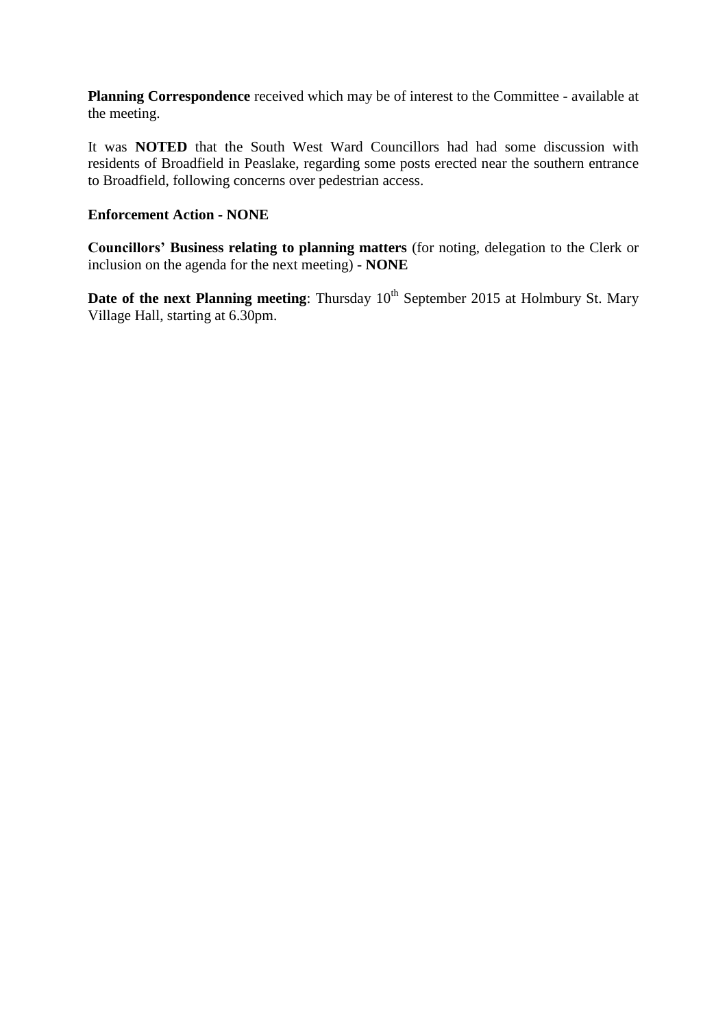**Planning Correspondence** received which may be of interest to the Committee - available at the meeting.

It was **NOTED** that the South West Ward Councillors had had some discussion with residents of Broadfield in Peaslake, regarding some posts erected near the southern entrance to Broadfield, following concerns over pedestrian access.

**Enforcement Action - NONE**

**Councillors' Business relating to planning matters** (for noting, delegation to the Clerk or inclusion on the agenda for the next meeting) - **NONE**

**Date of the next Planning meeting**: Thursday 10th September 2015 at Holmbury St. Mary Village Hall, starting at 6.30pm.